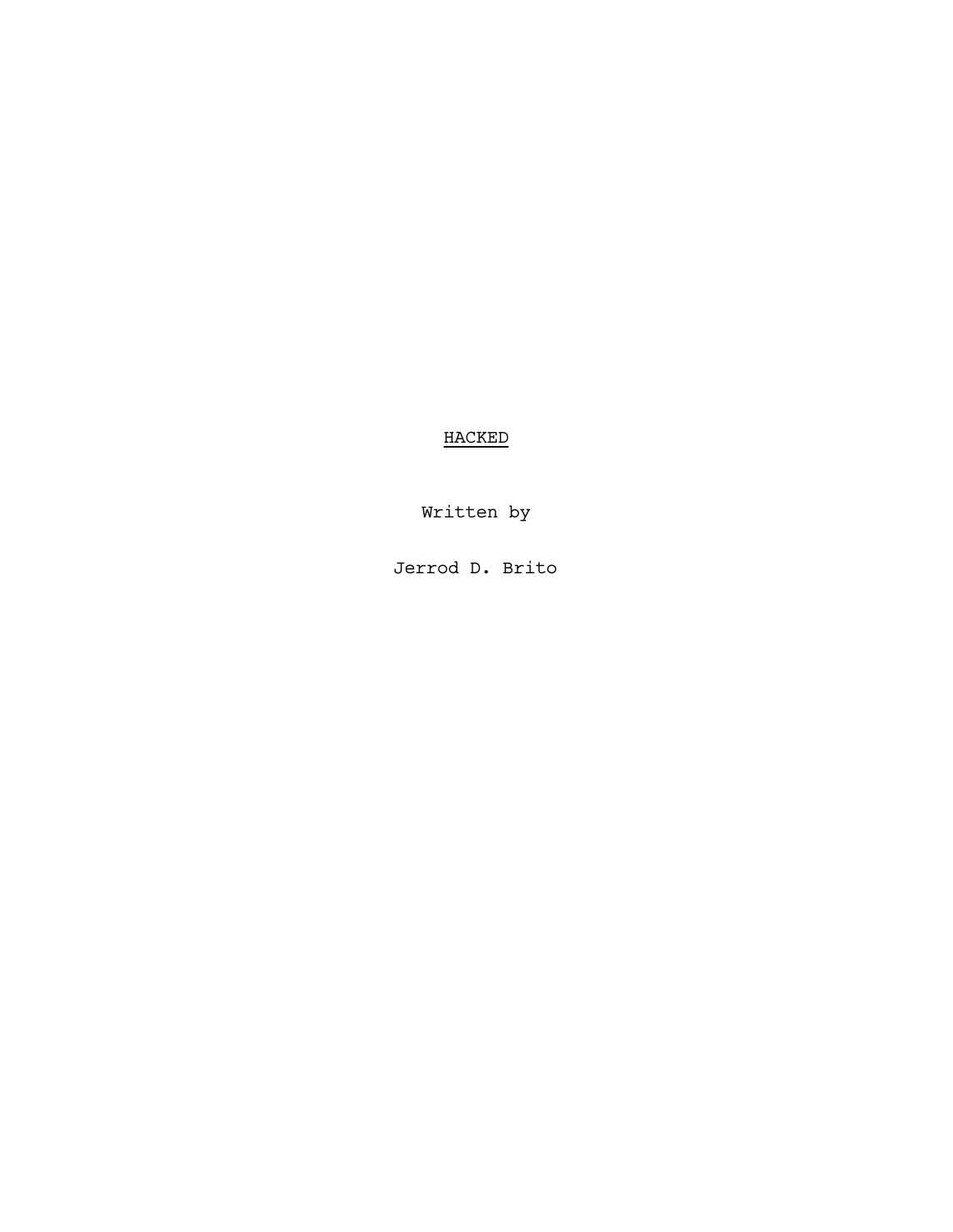# HACKED

Written by

Jerrod D. Brito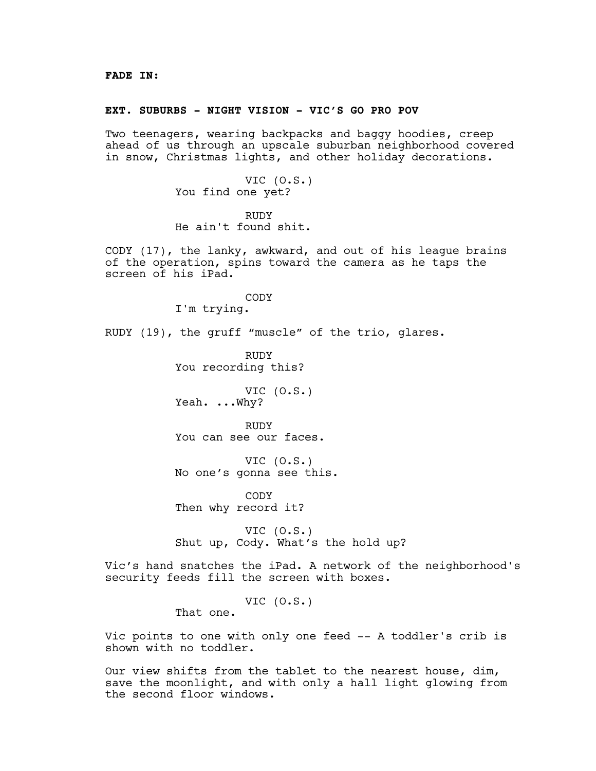**FADE IN:**

**EXT. SUBURBS - NIGHT VISION - VIC'S GO PRO POV**

Two teenagers, wearing backpacks and baggy hoodies, creep ahead of us through an upscale suburban neighborhood covered in snow, Christmas lights, and other holiday decorations.

VIC (O.S.)
You find one yet?

RUDY
He ain't found shit.

CODY (17), the lanky, awkward, and out of his league brains of the operation, spins toward the camera as he taps the screen of his iPad.

CODY
I'm trying.

RUDY (19), the gruff "muscle" of the trio, glares.

RUDY
You recording this?

VIC (O.S.)
Yeah. ...Why?

RUDY
You can see our faces.

VIC (O.S.)
No one's gonna see this.

CODY
Then why record it?

VIC (O.S.)
Shut up, Cody. What's the hold up?

Vic's hand snatches the iPad. A network of the neighborhood's security feeds fill the screen with boxes.

VIC (O.S.)
That one.

Vic points to one with only one feed -- A toddler's crib is shown with no toddler.

Our view shifts from the tablet to the nearest house, dim, save the moonlight, and with only a hall light glowing from the second floor windows.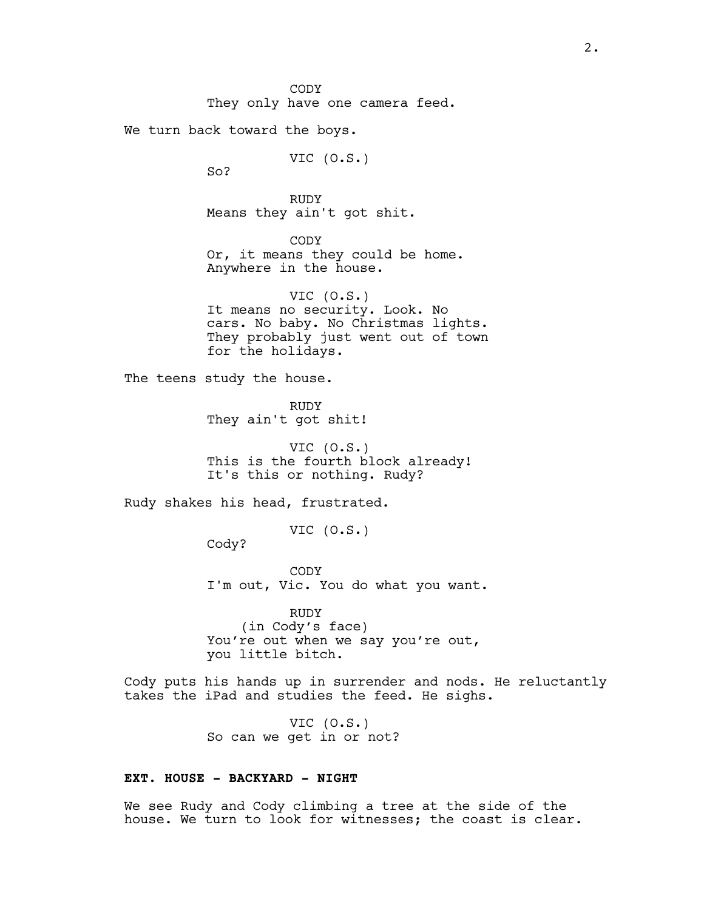CODY
They only have one camera feed.

We turn back toward the boys.

VIC (O.S.)
So?

RUDY
Means they ain't got shit.

CODY
Or, it means they could be home. Anywhere in the house.

VIC (O.S.)
It means no security. Look. No cars. No baby. No Christmas lights. They probably just went out of town for the holidays.

The teens study the house.

RUDY
They ain't got shit!

VIC (O.S.)
This is the fourth block already! It's this or nothing. Rudy?

Rudy shakes his head, frustrated.

VIC (O.S.)
Cody?

CODY
I'm out, Vic. You do what you want.

RUDY
(in Cody's face)
You're out when we say you're out, you little bitch.

Cody puts his hands up in surrender and nods. He reluctantly takes the iPad and studies the feed. He sighs.

VIC (O.S.)
So can we get in or not?

**EXT. HOUSE - BACKYARD - NIGHT**

We see Rudy and Cody climbing a tree at the side of the house. We turn to look for witnesses; the coast is clear.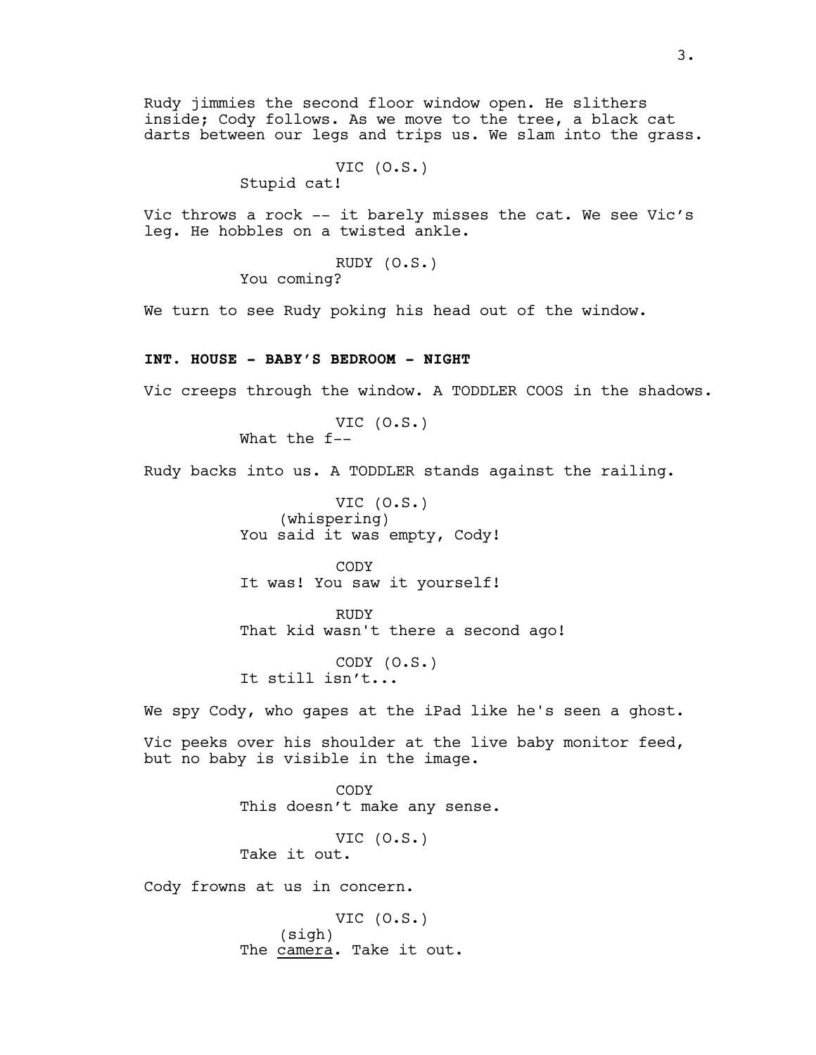Rudy jimmies the second floor window open. He slithers inside; Cody follows. As we move to the tree, a black cat darts between our legs and trips us. We slam into the grass.

VIC (O.S.)
Stupid cat!

Vic throws a rock -- it barely misses the cat. We see Vic's leg. He hobbles on a twisted ankle.

RUDY (O.S.)
You coming?

We turn to see Rudy poking his head out of the window.

**INT. HOUSE - BABY'S BEDROOM - NIGHT**

Vic creeps through the window. A TODDLER COOS in the shadows.

VIC (O.S.)
What the f--

Rudy backs into us. A TODDLER stands against the railing.

VIC (O.S.)
(whispering)
You said it was empty, Cody!

CODY
It was! You saw it yourself!

RUDY
That kid wasn't there a second ago!

CODY (O.S.)
It still isn't...

We spy Cody, who gapes at the iPad like he's seen a ghost.

Vic peeks over his shoulder at the live baby monitor feed, but no baby is visible in the image.

CODY
This doesn't make any sense.

VIC (O.S.)
Take it out.

Cody frowns at us in concern.

VIC (O.S.)
(sigh)
The <u>camera</u>. Take it out.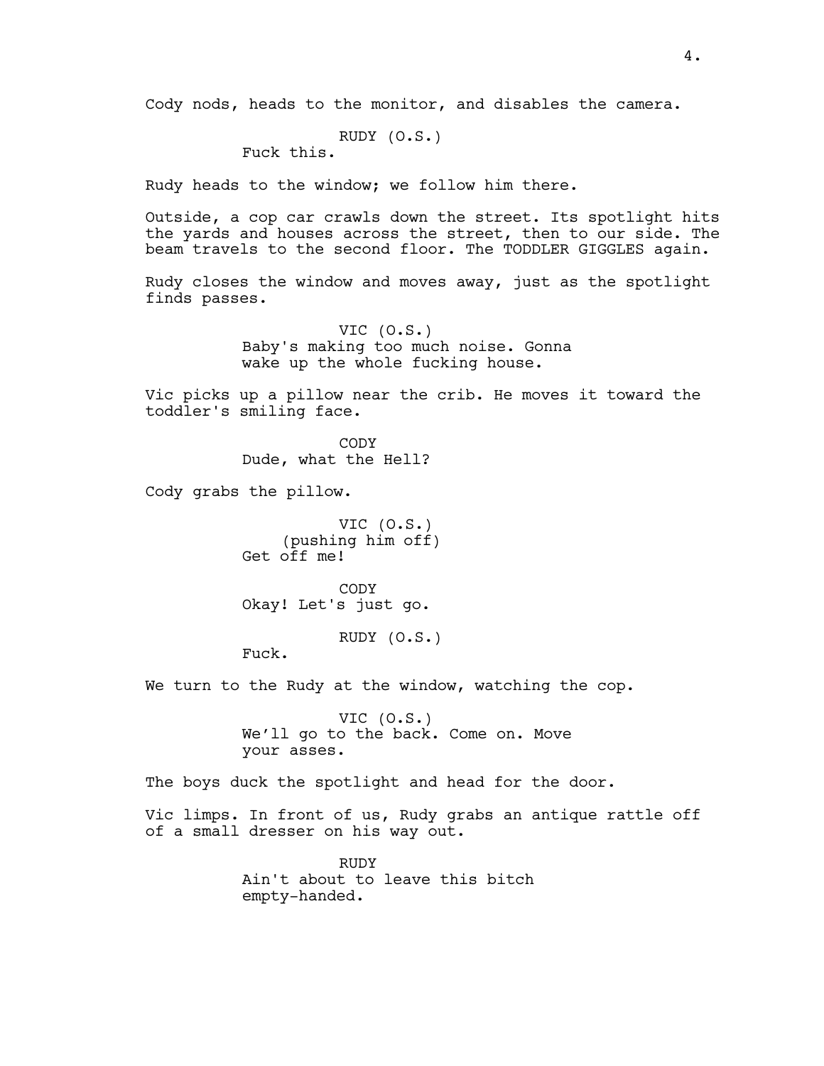Cody nods, heads to the monitor, and disables the camera.

RUDY (O.S.)
Fuck this.

Rudy heads to the window; we follow him there.

Outside, a cop car crawls down the street. Its spotlight hits the yards and houses across the street, then to our side. The beam travels to the second floor. The TODDLER GIGGLES again.

Rudy closes the window and moves away, just as the spotlight finds passes.

VIC (O.S.)
Baby's making too much noise. Gonna wake up the whole fucking house.

Vic picks up a pillow near the crib. He moves it toward the toddler's smiling face.

CODY
Dude, what the Hell?

Cody grabs the pillow.

VIC (O.S.)
(pushing him off)
Get off me!

CODY
Okay! Let's just go.

RUDY (O.S.)
Fuck.

We turn to the Rudy at the window, watching the cop.

VIC (O.S.)
We'll go to the back. Come on. Move your asses.

The boys duck the spotlight and head for the door.

Vic limps. In front of us, Rudy grabs an antique rattle off of a small dresser on his way out.

RUDY
Ain't about to leave this bitch empty-handed.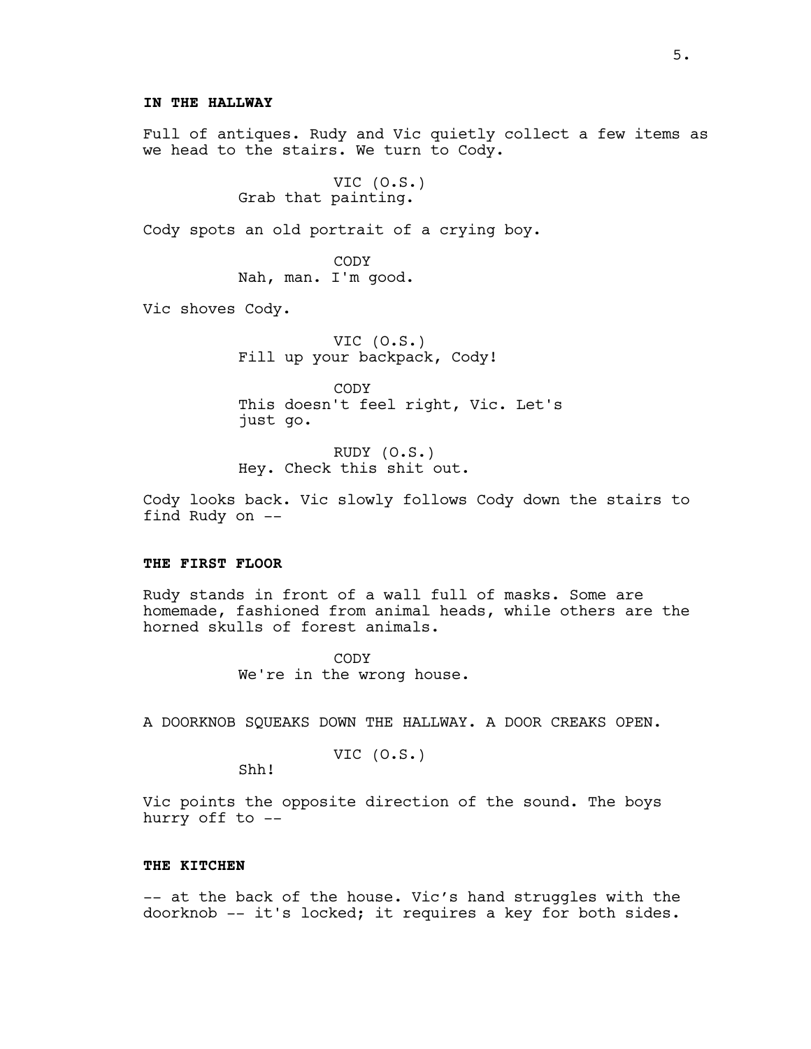**IN THE HALLWAY**

Full of antiques. Rudy and Vic quietly collect a few items as we head to the stairs. We turn to Cody.

VIC (O.S.)
Grab that painting.

Cody spots an old portrait of a crying boy.

CODY
Nah, man. I'm good.

Vic shoves Cody.

VIC (O.S.)
Fill up your backpack, Cody!

CODY
This doesn't feel right, Vic. Let's just go.

RUDY (O.S.)
Hey. Check this shit out.

Cody looks back. Vic slowly follows Cody down the stairs to find Rudy on --

**THE FIRST FLOOR**

Rudy stands in front of a wall full of masks. Some are homemade, fashioned from animal heads, while others are the horned skulls of forest animals.

CODY
We're in the wrong house.

A DOORKNOB SQUEAKS DOWN THE HALLWAY. A DOOR CREAKS OPEN.

VIC (O.S.)
Shh!

Vic points the opposite direction of the sound. The boys hurry off to --

**THE KITCHEN**

-- at the back of the house. Vic's hand struggles with the doorknob -- it's locked; it requires a key for both sides.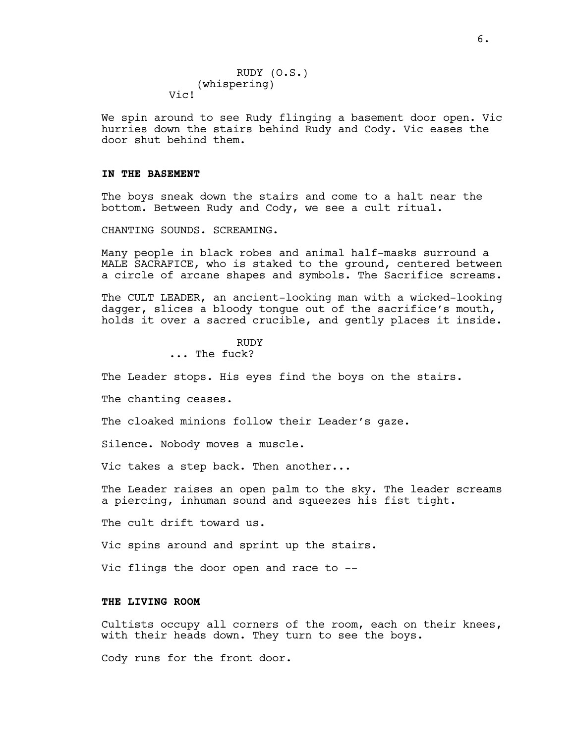RUDY (O.S.)
(whispering)
Vic!

We spin around to see Rudy flinging a basement door open. Vic hurries down the stairs behind Rudy and Cody. Vic eases the door shut behind them.

**IN THE BASEMENT**

The boys sneak down the stairs and come to a halt near the bottom. Between Rudy and Cody, we see a cult ritual.

CHANTING SOUNDS. SCREAMING.

Many people in black robes and animal half-masks surround a MALE SACRAFICE, who is staked to the ground, centered between a circle of arcane shapes and symbols. The Sacrifice screams.

The CULT LEADER, an ancient-looking man with a wicked-looking dagger, slices a bloody tongue out of the sacrifice's mouth, holds it over a sacred crucible, and gently places it inside.

RUDY
... The fuck?

The Leader stops. His eyes find the boys on the stairs.

The chanting ceases.

The cloaked minions follow their Leader's gaze.

Silence. Nobody moves a muscle.

Vic takes a step back. Then another...

The Leader raises an open palm to the sky. The leader screams a piercing, inhuman sound and squeezes his fist tight.

The cult drift toward us.

Vic spins around and sprint up the stairs.

Vic flings the door open and race to --

**THE LIVING ROOM**

Cultists occupy all corners of the room, each on their knees, with their heads down. They turn to see the boys.

Cody runs for the front door.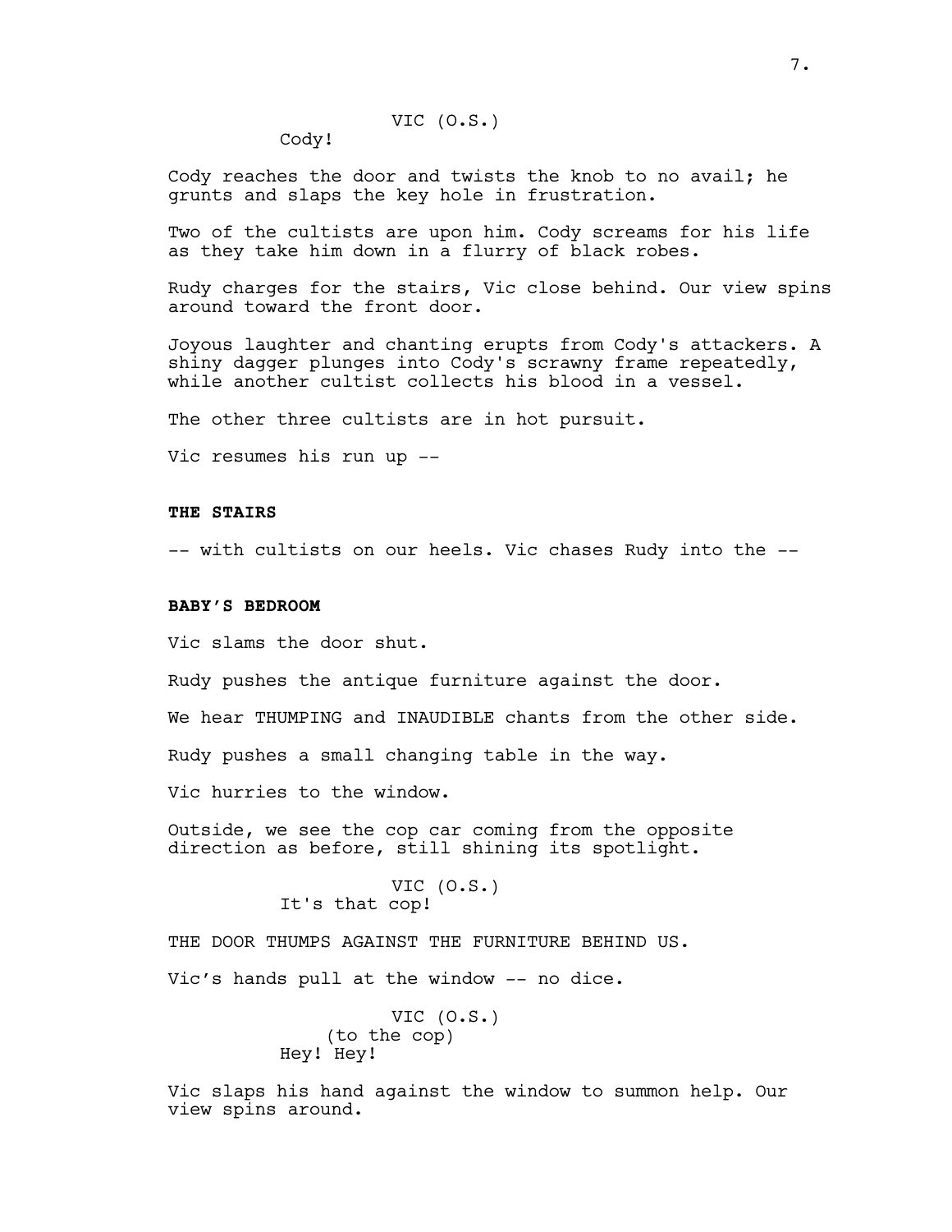VIC (O.S.)
Cody!

Cody reaches the door and twists the knob to no avail; he grunts and slaps the key hole in frustration.

Two of the cultists are upon him. Cody screams for his life as they take him down in a flurry of black robes.

Rudy charges for the stairs, Vic close behind. Our view spins around toward the front door.

Joyous laughter and chanting erupts from Cody's attackers. A shiny dagger plunges into Cody's scrawny frame repeatedly, while another cultist collects his blood in a vessel.

The other three cultists are in hot pursuit.

Vic resumes his run up --

**THE STAIRS**

-- with cultists on our heels. Vic chases Rudy into the --

**BABY'S BEDROOM**

Vic slams the door shut.

Rudy pushes the antique furniture against the door.

We hear THUMPING and INAUDIBLE chants from the other side.

Rudy pushes a small changing table in the way.

Vic hurries to the window.

Outside, we see the cop car coming from the opposite direction as before, still shining its spotlight.

VIC (O.S.)
It's that cop!

THE DOOR THUMPS AGAINST THE FURNITURE BEHIND US.

Vic's hands pull at the window -- no dice.

VIC (O.S.)
(to the cop)
Hey! Hey!

Vic slaps his hand against the window to summon help. Our view spins around.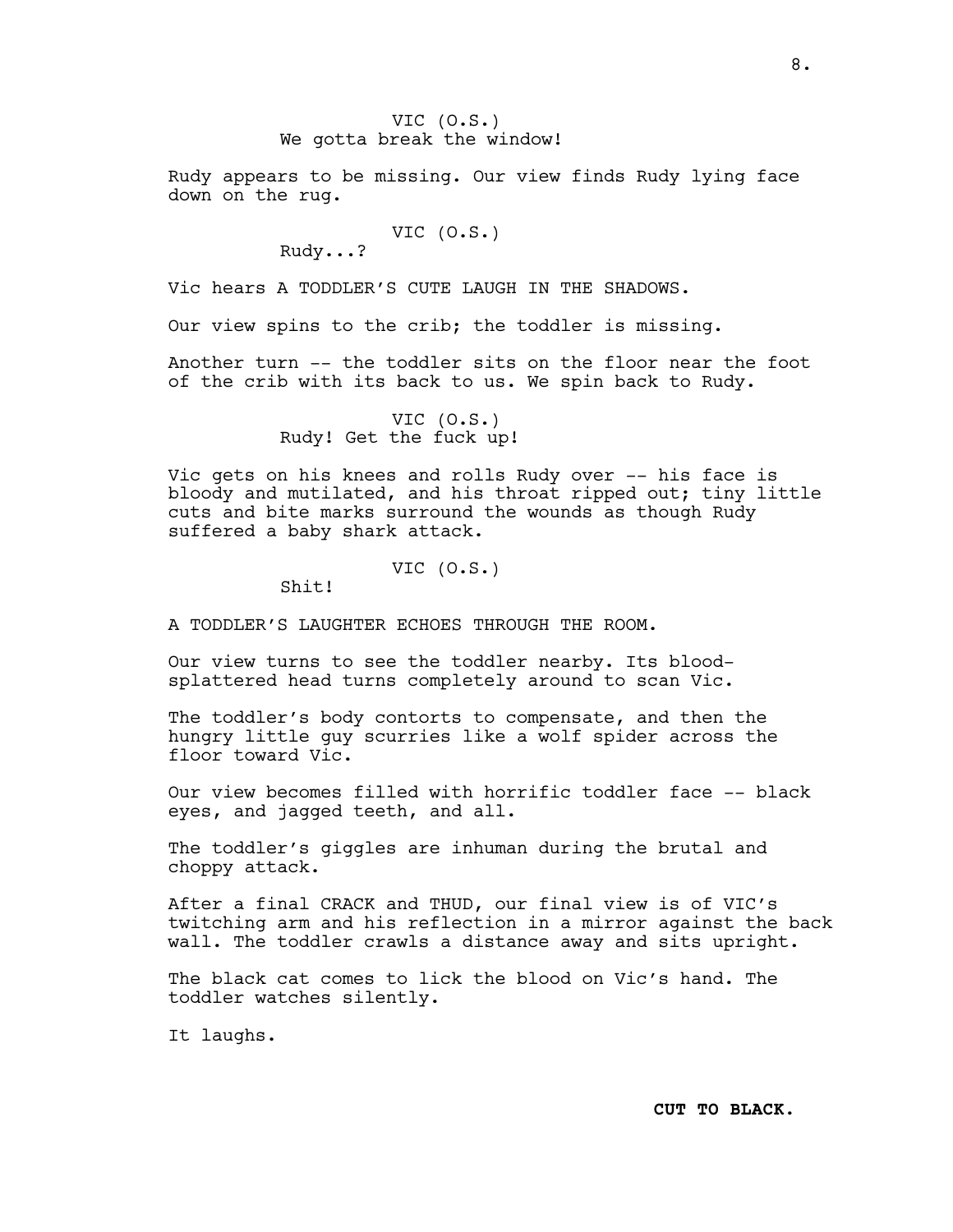VIC (O.S.)
We gotta break the window!

Rudy appears to be missing. Our view finds Rudy lying face down on the rug.

VIC (O.S.)
Rudy...?

Vic hears A TODDLER'S CUTE LAUGH IN THE SHADOWS.

Our view spins to the crib; the toddler is missing.

Another turn -- the toddler sits on the floor near the foot of the crib with its back to us. We spin back to Rudy.

VIC (O.S.)
Rudy! Get the fuck up!

Vic gets on his knees and rolls Rudy over -- his face is bloody and mutilated, and his throat ripped out; tiny little cuts and bite marks surround the wounds as though Rudy suffered a baby shark attack.

VIC (O.S.)
Shit!

A TODDLER'S LAUGHTER ECHOES THROUGH THE ROOM.

Our view turns to see the toddler nearby. Its blood-splattered head turns completely around to scan Vic.

The toddler's body contorts to compensate, and then the hungry little guy scurries like a wolf spider across the floor toward Vic.

Our view becomes filled with horrific toddler face -- black eyes, and jagged teeth, and all.

The toddler's giggles are inhuman during the brutal and choppy attack.

After a final CRACK and THUD, our final view is of VIC's twitching arm and his reflection in a mirror against the back wall. The toddler crawls a distance away and sits upright.

The black cat comes to lick the blood on Vic's hand. The toddler watches silently.

It laughs.

**CUT TO BLACK.**